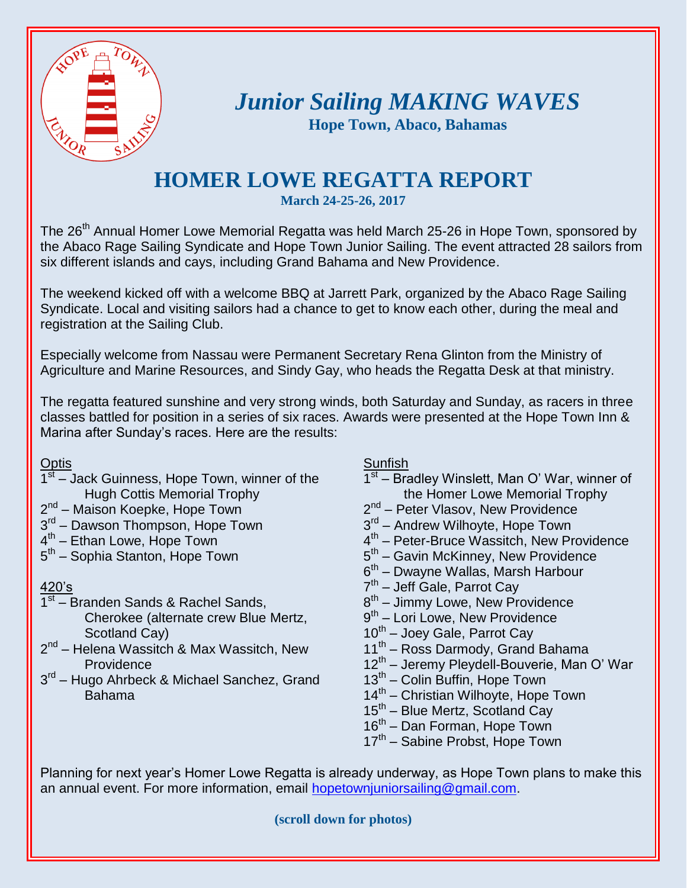# *Junior Sailing MAKING WAVES*

**Hope Town, Abaco, Bahamas**

## HOMER LOWE REGATTA REPORT

**March 24-25-26, 2017**

The 26th Annual Homer Lowe Memorial Regatta was held March 25-26 in Hope Town, sponsored by the Abaco Rage Sailing Syndicate and Hope Town Junior Sailing. The event attracted 28 sailors from six different islands and cays, including Grand Bahama and New Providence.

The weekend kicked off with a welcome BBQ at Jarrett Park, organized by the Abaco Rage Sailing Syndicate. Local and visiting sailors had a chance to get to know each other, during the meal and registration at the Sailing Club.

Especially welcome from Nassau were Permanent Secretary Rena Glinton from the Ministry of Agriculture and Marine Resources, and Sindy Gay, who heads the Regatta Desk at that ministry.

The regatta featured sunshine and very strong winds, both Saturday and Sunday, as racers in three classes battled for position in a series of six races. Awards were presented at the Hope Town Inn & Marina after Sunday's races. Here are the results:

Optis

- 1st – Jack Guinness, Hope Town, winner of the Hugh Cottis Memorial Trophy
- 2nd – Maison Koepke, Hope Town
- 3rd – Dawson Thompson, Hope Town
- 4th – Ethan Lowe, Hope Town
- 5th – Sophia Stanton, Hope Town

420's

- 1st – Branden Sands & Rachel Sands, Cherokee (alternate crew Blue Mertz, Scotland Cay)
- 2nd – Helena Wassitch & Max Wassitch, New Providence
- 3rd – Hugo Ahrbeck & Michael Sanchez, Grand Bahama

Sunfish

- 1st – Bradley Winslett, Man O' War, winner of the Homer Lowe Memorial Trophy
- 2nd – Peter Vlasov, New Providence
- 3rd – Andrew Wilhoyte, Hope Town
- 4th – Peter-Bruce Wassitch, New Providence
- 5th – Gavin McKinney, New Providence
- 6th – Dwayne Wallas, Marsh Harbour
- 7th – Jeff Gale, Parrot Cay
- 8th – Jimmy Lowe, New Providence
- 9th – Lori Lowe, New Providence
- 10th – Joey Gale, Parrot Cay
- 11th – Ross Darmody, Grand Bahama
- 12th – Jeremy Pleydell-Bouverie, Man O' War
- 13th – Colin Buffin, Hope Town
- 14th – Christian Wilhoyte, Hope Town
- 15th – Blue Mertz, Scotland Cay
- 16th – Dan Forman, Hope Town
- 17th – Sabine Probst, Hope Town

Planning for next year's Homer Lowe Regatta is already underway, as Hope Town plans to make this an annual event. For more information, email hopetownjuniorsailing@gmail.com.

**(scroll down for photos)**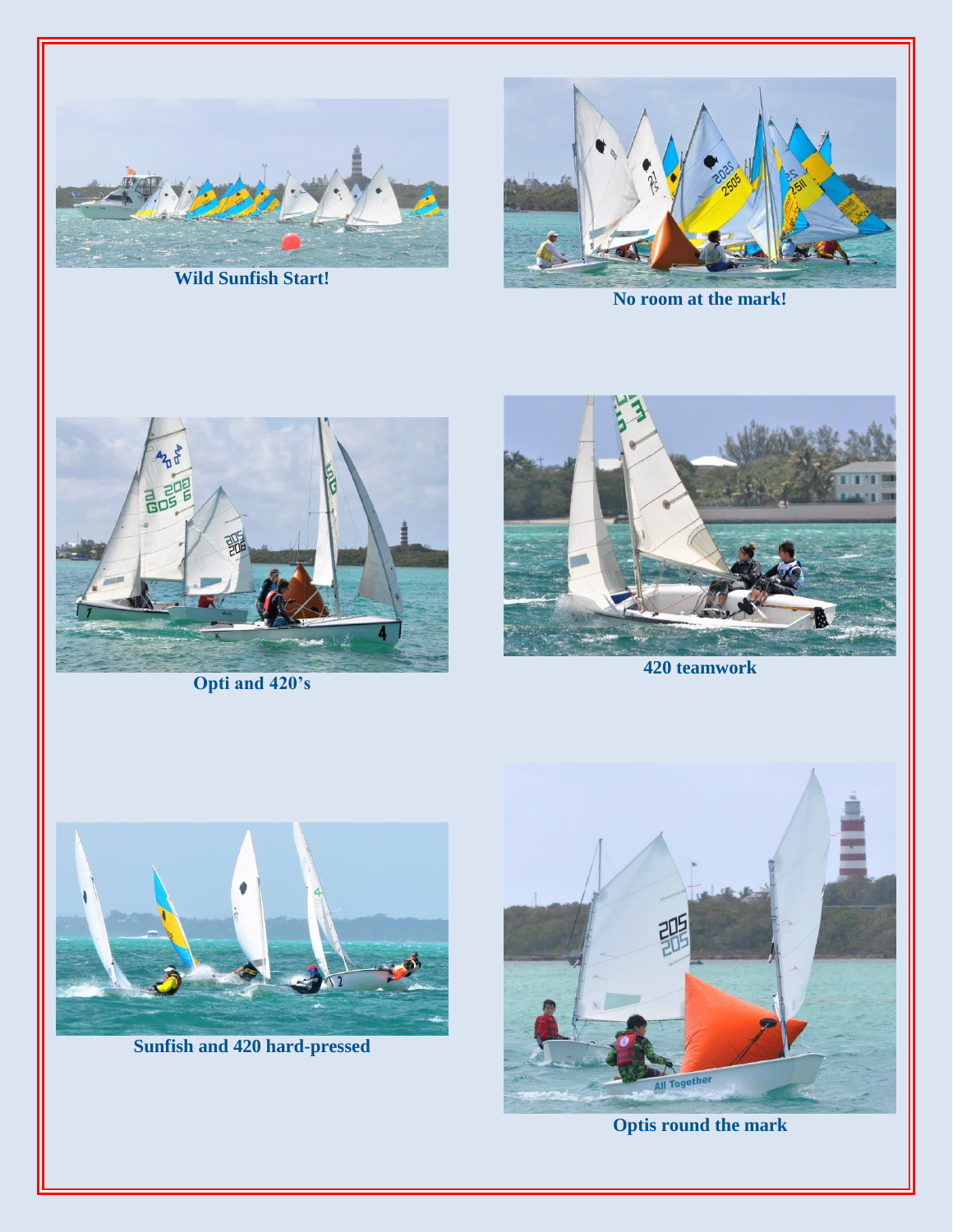Wild Sunfish Start!

No room at the mark!

Opti and 420's

420 teamwork

Sunfish and 420 hard-pressed

Optis round the mark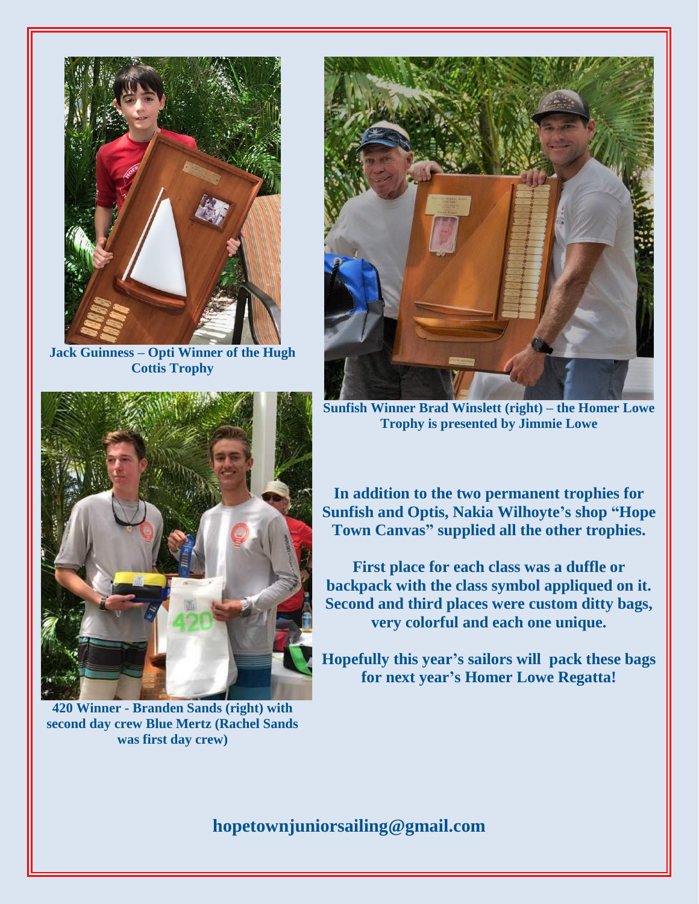**Jack Guinness – Opti Winner of the Hugh Cottis Trophy**

**Sunfish Winner Brad Winslett (right) – the Homer Lowe Trophy is presented by Jimmie Lowe**

**420 Winner - Branden Sands (right) with second day crew Blue Mertz (Rachel Sands was first day crew)**

**In addition to the two permanent trophies for Sunfish and Optis, Nakia Wilhoyte's shop "Hope Town Canvas" supplied all the other trophies.**

**First place for each class was a duffle or backpack with the class symbol appliqued on it. Second and third places were custom ditty bags, very colorful and each one unique.**

**Hopefully this year's sailors will pack these bags for next year's Homer Lowe Regatta!**

**hopetownjuniorsailing@gmail.com**